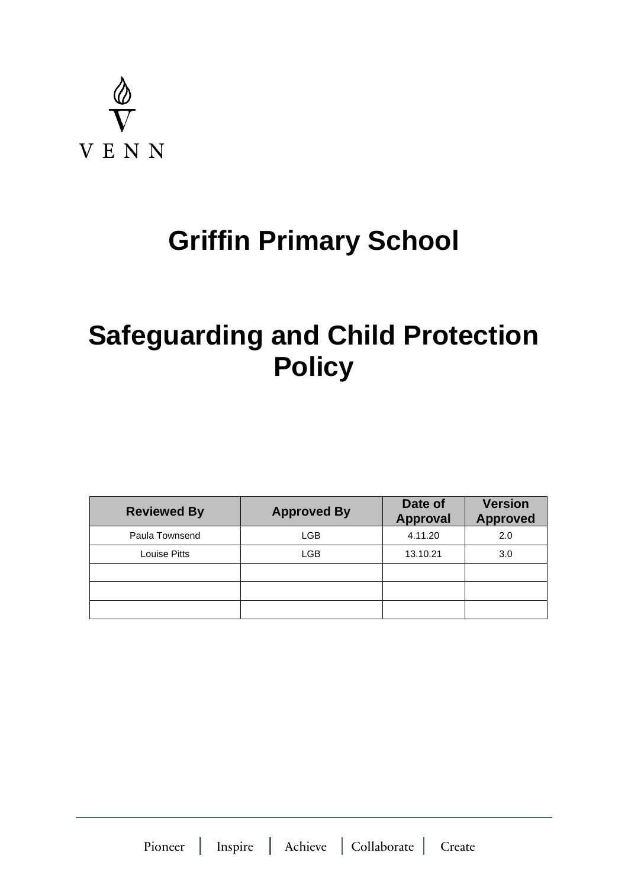VENN

# Griffin Primary School

# Safeguarding and Child Protection Policy

| Reviewed By | Approved By | Date of Approval | Version Approved |
| --- | --- | --- | --- |
| Paula Townsend | LGB | 4.11.20 | 2.0 |
| Louise Pitts | LGB | 13.10.21 | 3.0 |
| | | | |
| | | | |
| | | | |

Pioneer | Inspire | Achieve | Collaborate | Create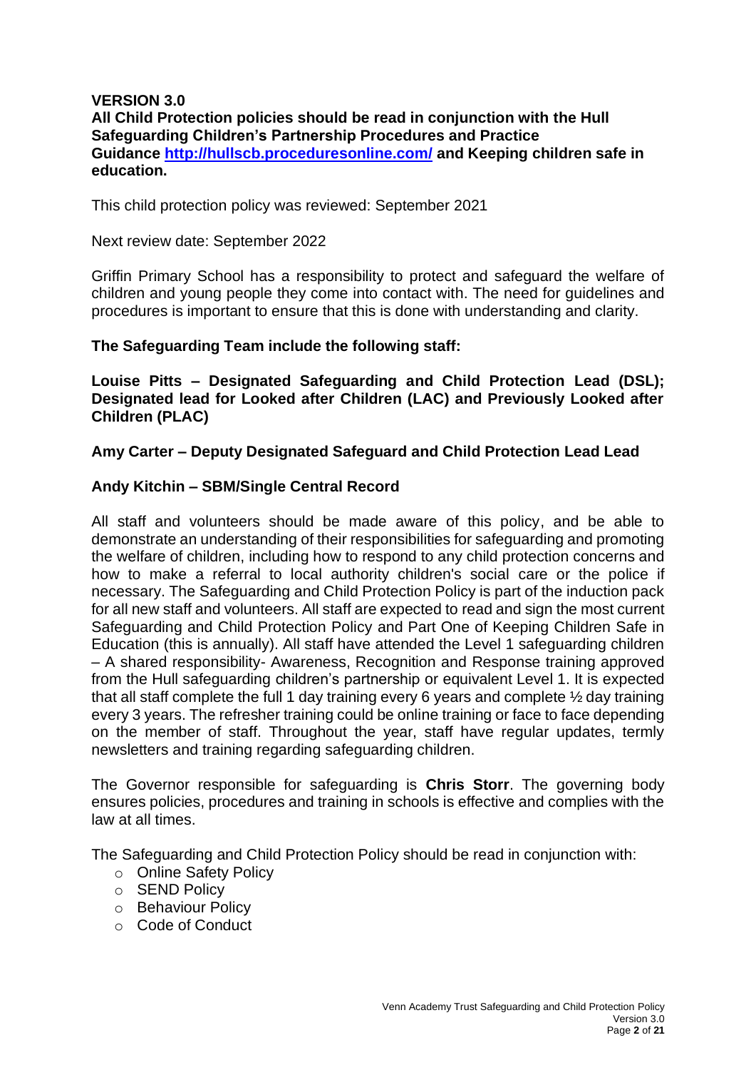**VERSION 3.0**
**All Child Protection policies should be read in conjunction with the Hull Safeguarding Children's Partnership Procedures and Practice Guidance [http://hullscb.proceduresonline.com/](http://hullscb.proceduresonline.com/) and Keeping children safe in education.**

This child protection policy was reviewed: September 2021

Next review date: September 2022

Griffin Primary School has a responsibility to protect and safeguard the welfare of children and young people they come into contact with. The need for guidelines and procedures is important to ensure that this is done with understanding and clarity.

**The Safeguarding Team include the following staff:**

**Louise Pitts – Designated Safeguarding and Child Protection Lead (DSL); Designated lead for Looked after Children (LAC) and Previously Looked after Children (PLAC)**

**Amy Carter – Deputy Designated Safeguard and Child Protection Lead Lead**

**Andy Kitchin – SBM/Single Central Record**

All staff and volunteers should be made aware of this policy, and be able to demonstrate an understanding of their responsibilities for safeguarding and promoting the welfare of children, including how to respond to any child protection concerns and how to make a referral to local authority children's social care or the police if necessary. The Safeguarding and Child Protection Policy is part of the induction pack for all new staff and volunteers. All staff are expected to read and sign the most current Safeguarding and Child Protection Policy and Part One of Keeping Children Safe in Education (this is annually). All staff have attended the Level 1 safeguarding children – A shared responsibility- Awareness, Recognition and Response training approved from the Hull safeguarding children's partnership or equivalent Level 1. It is expected that all staff complete the full 1 day training every 6 years and complete ½ day training every 3 years. The refresher training could be online training or face to face depending on the member of staff. Throughout the year, staff have regular updates, termly newsletters and training regarding safeguarding children.

The Governor responsible for safeguarding is **Chris Storr**. The governing body ensures policies, procedures and training in schools is effective and complies with the law at all times.

The Safeguarding and Child Protection Policy should be read in conjunction with:

- Online Safety Policy
- SEND Policy
- Behaviour Policy
- Code of Conduct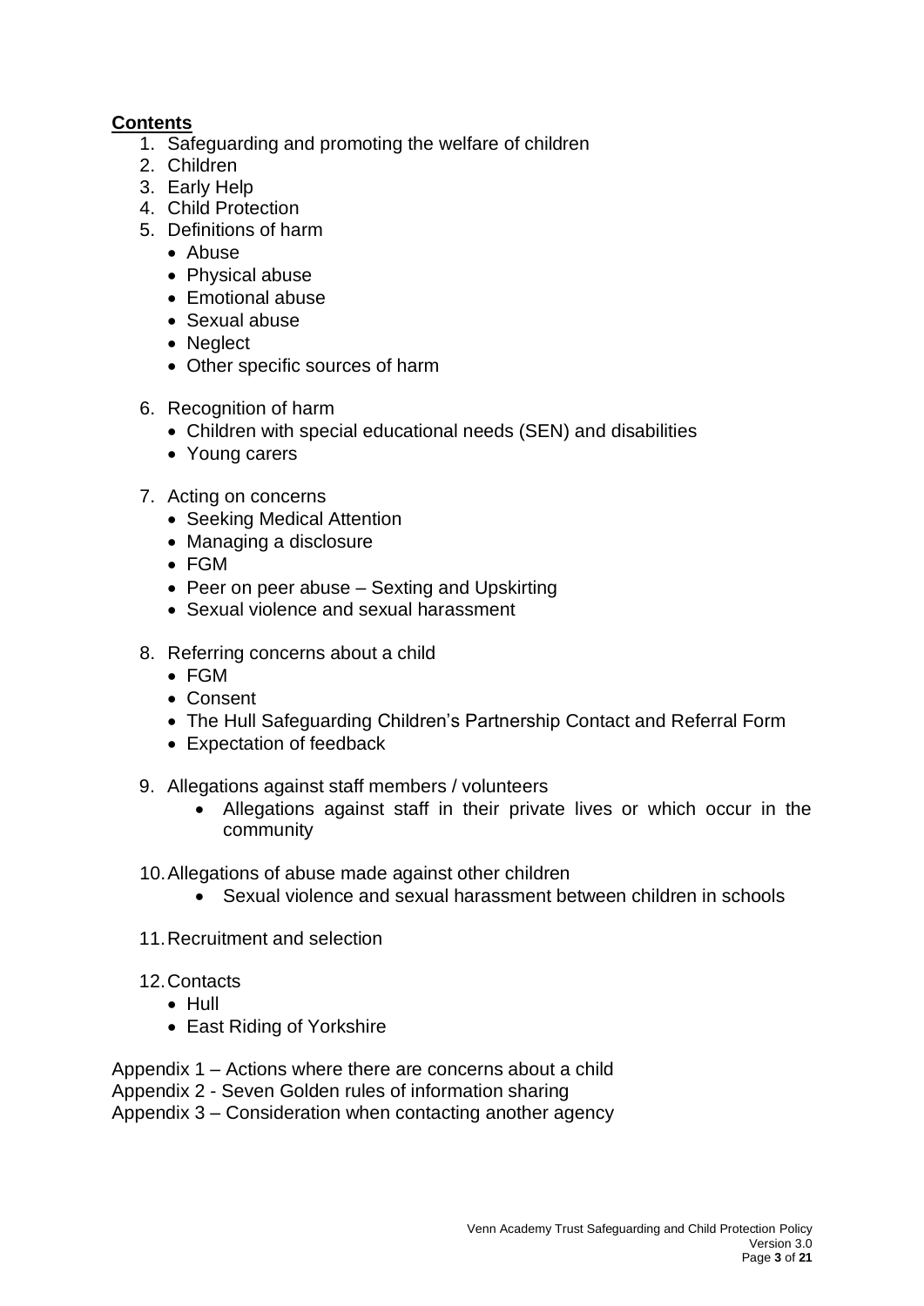**Contents**

1. Safeguarding and promoting the welfare of children
2. Children
3. Early Help
4. Child Protection
5. Definitions of harm
   - Abuse
   - Physical abuse
   - Emotional abuse
   - Sexual abuse
   - Neglect
   - Other specific sources of harm
6. Recognition of harm
   - Children with special educational needs (SEN) and disabilities
   - Young carers
7. Acting on concerns
   - Seeking Medical Attention
   - Managing a disclosure
   - FGM
   - Peer on peer abuse – Sexting and Upskirting
   - Sexual violence and sexual harassment
8. Referring concerns about a child
   - FGM
   - Consent
   - The Hull Safeguarding Children's Partnership Contact and Referral Form
   - Expectation of feedback
9. Allegations against staff members / volunteers
   - Allegations against staff in their private lives or which occur in the community
10. Allegations of abuse made against other children
    - Sexual violence and sexual harassment between children in schools
11. Recruitment and selection
12. Contacts
    - Hull
    - East Riding of Yorkshire

Appendix 1 – Actions where there are concerns about a child
Appendix 2 - Seven Golden rules of information sharing
Appendix 3 – Consideration when contacting another agency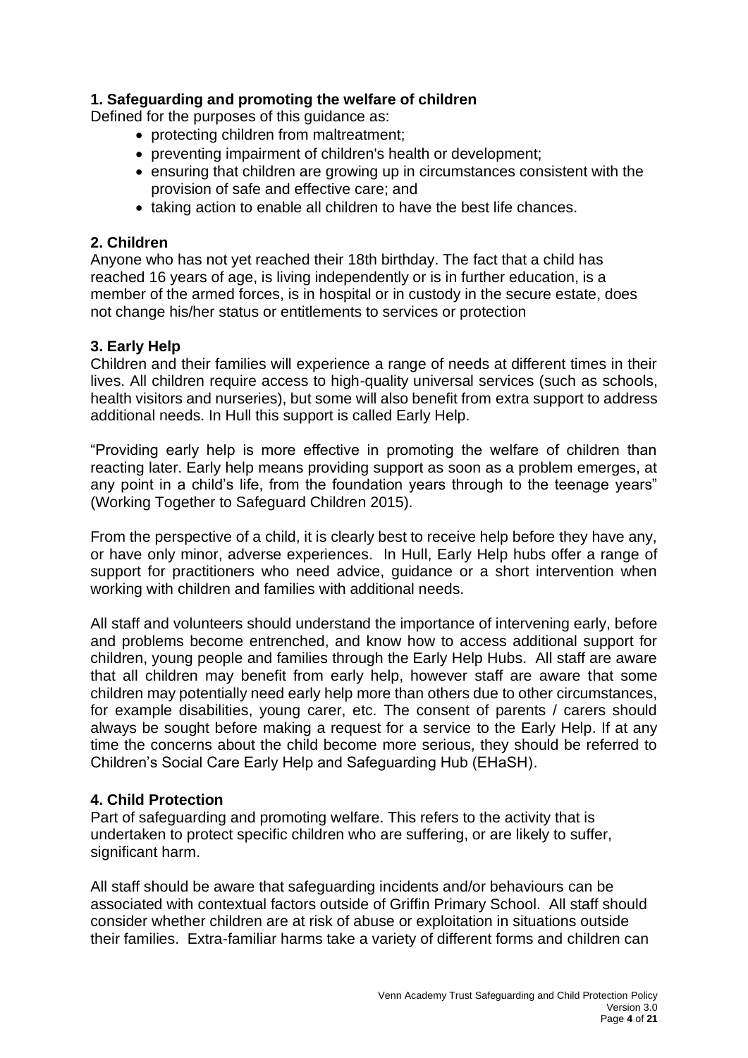### 1. Safeguarding and promoting the welfare of children

Defined for the purposes of this guidance as:

- protecting children from maltreatment;
- preventing impairment of children's health or development;
- ensuring that children are growing up in circumstances consistent with the provision of safe and effective care; and
- taking action to enable all children to have the best life chances.

### 2. Children

Anyone who has not yet reached their 18th birthday. The fact that a child has reached 16 years of age, is living independently or is in further education, is a member of the armed forces, is in hospital or in custody in the secure estate, does not change his/her status or entitlements to services or protection

### 3. Early Help

Children and their families will experience a range of needs at different times in their lives. All children require access to high-quality universal services (such as schools, health visitors and nurseries), but some will also benefit from extra support to address additional needs. In Hull this support is called Early Help.

"Providing early help is more effective in promoting the welfare of children than reacting later. Early help means providing support as soon as a problem emerges, at any point in a child's life, from the foundation years through to the teenage years" (Working Together to Safeguard Children 2015).

From the perspective of a child, it is clearly best to receive help before they have any, or have only minor, adverse experiences. In Hull, Early Help hubs offer a range of support for practitioners who need advice, guidance or a short intervention when working with children and families with additional needs.

All staff and volunteers should understand the importance of intervening early, before and problems become entrenched, and know how to access additional support for children, young people and families through the Early Help Hubs. All staff are aware that all children may benefit from early help, however staff are aware that some children may potentially need early help more than others due to other circumstances, for example disabilities, young carer, etc. The consent of parents / carers should always be sought before making a request for a service to the Early Help. If at any time the concerns about the child become more serious, they should be referred to Children's Social Care Early Help and Safeguarding Hub (EHaSH).

### 4. Child Protection

Part of safeguarding and promoting welfare. This refers to the activity that is undertaken to protect specific children who are suffering, or are likely to suffer, significant harm.

All staff should be aware that safeguarding incidents and/or behaviours can be associated with contextual factors outside of Griffin Primary School. All staff should consider whether children are at risk of abuse or exploitation in situations outside their families. Extra-familiar harms take a variety of different forms and children can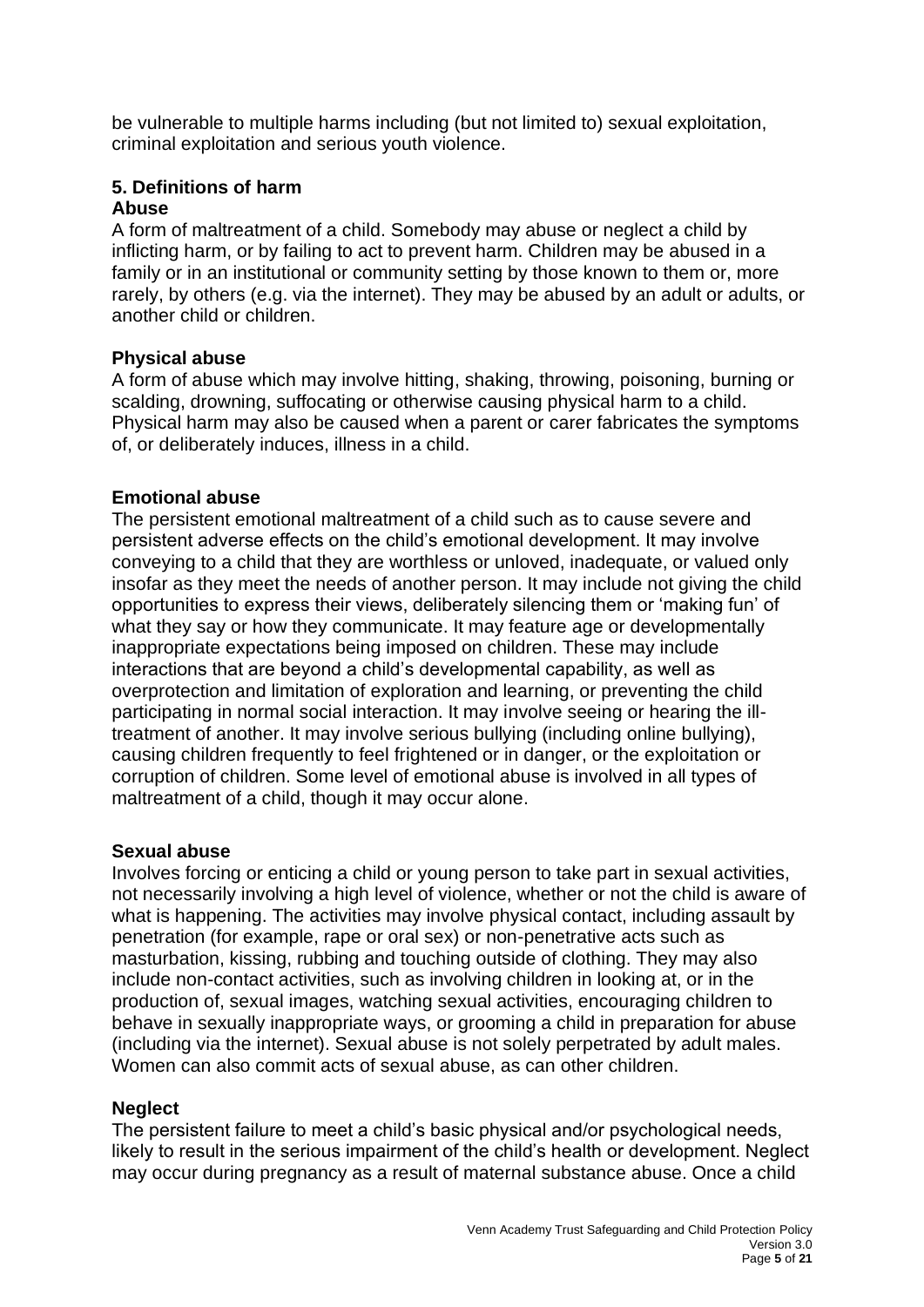be vulnerable to multiple harms including (but not limited to) sexual exploitation, criminal exploitation and serious youth violence.

## 5. Definitions of harm

### Abuse

A form of maltreatment of a child. Somebody may abuse or neglect a child by inflicting harm, or by failing to act to prevent harm. Children may be abused in a family or in an institutional or community setting by those known to them or, more rarely, by others (e.g. via the internet). They may be abused by an adult or adults, or another child or children.

### Physical abuse

A form of abuse which may involve hitting, shaking, throwing, poisoning, burning or scalding, drowning, suffocating or otherwise causing physical harm to a child. Physical harm may also be caused when a parent or carer fabricates the symptoms of, or deliberately induces, illness in a child.

### Emotional abuse

The persistent emotional maltreatment of a child such as to cause severe and persistent adverse effects on the child's emotional development. It may involve conveying to a child that they are worthless or unloved, inadequate, or valued only insofar as they meet the needs of another person. It may include not giving the child opportunities to express their views, deliberately silencing them or 'making fun' of what they say or how they communicate. It may feature age or developmentally inappropriate expectations being imposed on children. These may include interactions that are beyond a child's developmental capability, as well as overprotection and limitation of exploration and learning, or preventing the child participating in normal social interaction. It may involve seeing or hearing the ill-treatment of another. It may involve serious bullying (including online bullying), causing children frequently to feel frightened or in danger, or the exploitation or corruption of children. Some level of emotional abuse is involved in all types of maltreatment of a child, though it may occur alone.

### Sexual abuse

Involves forcing or enticing a child or young person to take part in sexual activities, not necessarily involving a high level of violence, whether or not the child is aware of what is happening. The activities may involve physical contact, including assault by penetration (for example, rape or oral sex) or non-penetrative acts such as masturbation, kissing, rubbing and touching outside of clothing. They may also include non-contact activities, such as involving children in looking at, or in the production of, sexual images, watching sexual activities, encouraging children to behave in sexually inappropriate ways, or grooming a child in preparation for abuse (including via the internet). Sexual abuse is not solely perpetrated by adult males. Women can also commit acts of sexual abuse, as can other children.

### Neglect

The persistent failure to meet a child's basic physical and/or psychological needs, likely to result in the serious impairment of the child's health or development. Neglect may occur during pregnancy as a result of maternal substance abuse. Once a child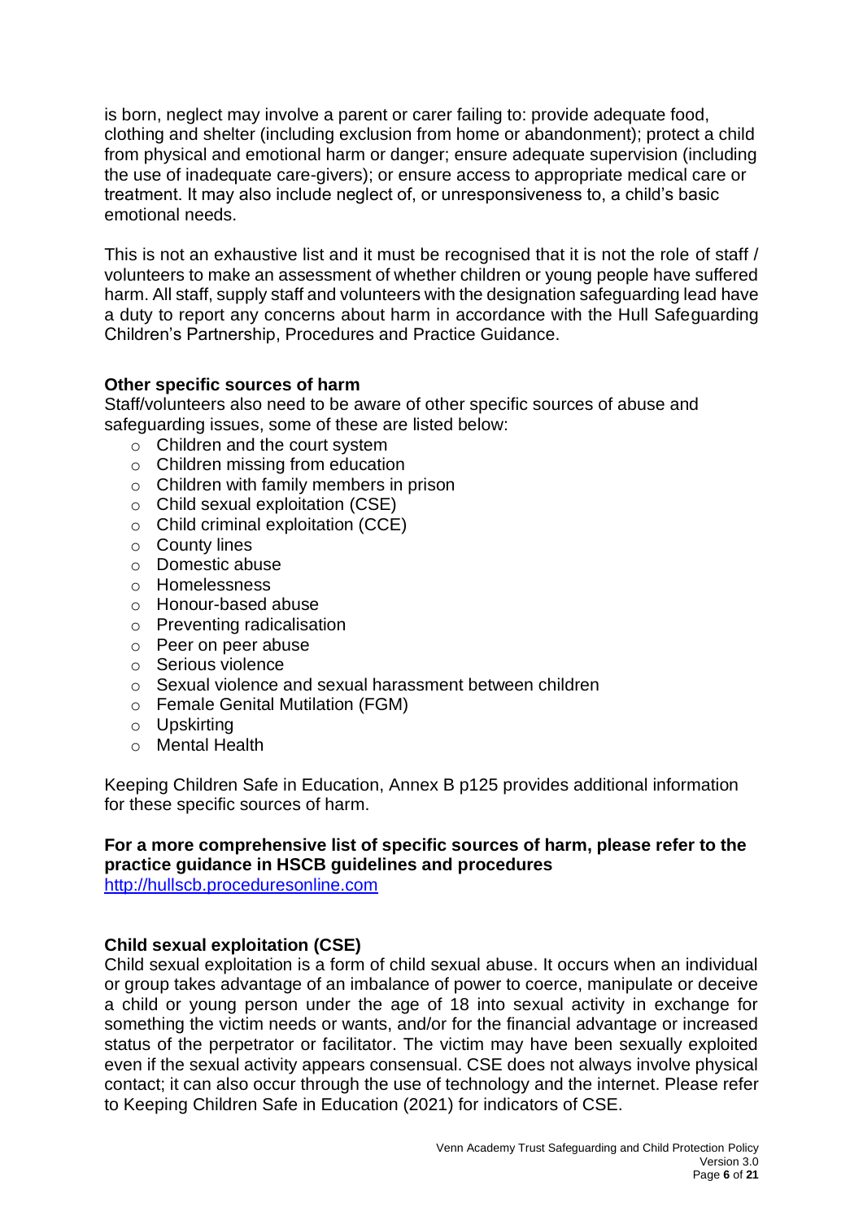is born, neglect may involve a parent or carer failing to: provide adequate food, clothing and shelter (including exclusion from home or abandonment); protect a child from physical and emotional harm or danger; ensure adequate supervision (including the use of inadequate care-givers); or ensure access to appropriate medical care or treatment. It may also include neglect of, or unresponsiveness to, a child's basic emotional needs.

This is not an exhaustive list and it must be recognised that it is not the role of staff / volunteers to make an assessment of whether children or young people have suffered harm. All staff, supply staff and volunteers with the designation safeguarding lead have a duty to report any concerns about harm in accordance with the Hull Safeguarding Children's Partnership, Procedures and Practice Guidance.

**Other specific sources of harm**

Staff/volunteers also need to be aware of other specific sources of abuse and safeguarding issues, some of these are listed below:

- Children and the court system
- Children missing from education
- Children with family members in prison
- Child sexual exploitation (CSE)
- Child criminal exploitation (CCE)
- County lines
- Domestic abuse
- Homelessness
- Honour-based abuse
- Preventing radicalisation
- Peer on peer abuse
- Serious violence
- Sexual violence and sexual harassment between children
- Female Genital Mutilation (FGM)
- Upskirting
- Mental Health

Keeping Children Safe in Education, Annex B p125 provides additional information for these specific sources of harm.

**For a more comprehensive list of specific sources of harm, please refer to the practice guidance in HSCB guidelines and procedures**
http://hullscb.proceduresonline.com

**Child sexual exploitation (CSE)**

Child sexual exploitation is a form of child sexual abuse. It occurs when an individual or group takes advantage of an imbalance of power to coerce, manipulate or deceive a child or young person under the age of 18 into sexual activity in exchange for something the victim needs or wants, and/or for the financial advantage or increased status of the perpetrator or facilitator. The victim may have been sexually exploited even if the sexual activity appears consensual. CSE does not always involve physical contact; it can also occur through the use of technology and the internet. Please refer to Keeping Children Safe in Education (2021) for indicators of CSE.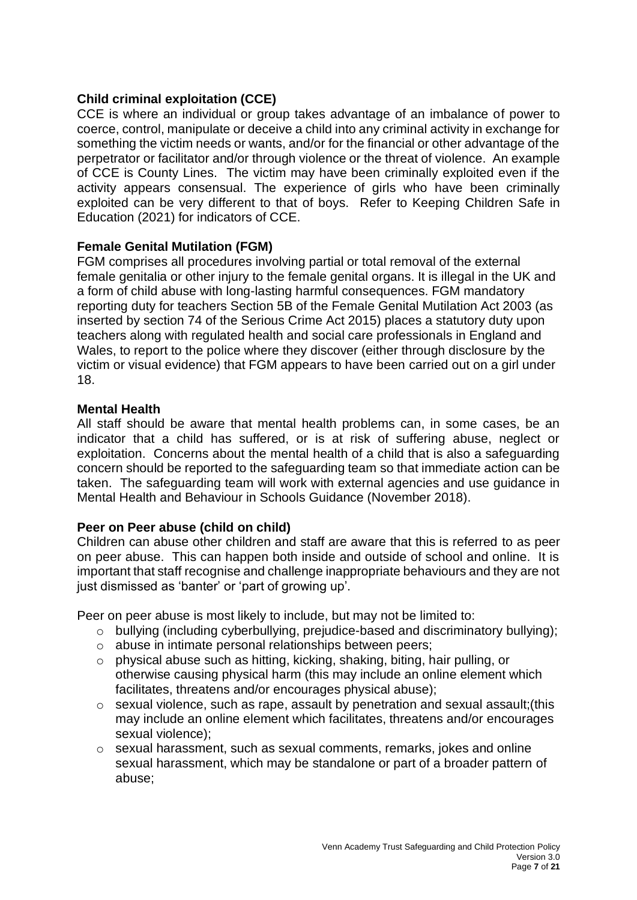### Child criminal exploitation (CCE)

CCE is where an individual or group takes advantage of an imbalance of power to coerce, control, manipulate or deceive a child into any criminal activity in exchange for something the victim needs or wants, and/or for the financial or other advantage of the perpetrator or facilitator and/or through violence or the threat of violence. An example of CCE is County Lines. The victim may have been criminally exploited even if the activity appears consensual. The experience of girls who have been criminally exploited can be very different to that of boys. Refer to Keeping Children Safe in Education (2021) for indicators of CCE.

### Female Genital Mutilation (FGM)

FGM comprises all procedures involving partial or total removal of the external female genitalia or other injury to the female genital organs. It is illegal in the UK and a form of child abuse with long-lasting harmful consequences. FGM mandatory reporting duty for teachers Section 5B of the Female Genital Mutilation Act 2003 (as inserted by section 74 of the Serious Crime Act 2015) places a statutory duty upon teachers along with regulated health and social care professionals in England and Wales, to report to the police where they discover (either through disclosure by the victim or visual evidence) that FGM appears to have been carried out on a girl under 18.

### Mental Health

All staff should be aware that mental health problems can, in some cases, be an indicator that a child has suffered, or is at risk of suffering abuse, neglect or exploitation. Concerns about the mental health of a child that is also a safeguarding concern should be reported to the safeguarding team so that immediate action can be taken. The safeguarding team will work with external agencies and use guidance in Mental Health and Behaviour in Schools Guidance (November 2018).

### Peer on Peer abuse (child on child)

Children can abuse other children and staff are aware that this is referred to as peer on peer abuse. This can happen both inside and outside of school and online. It is important that staff recognise and challenge inappropriate behaviours and they are not just dismissed as 'banter' or 'part of growing up'.

Peer on peer abuse is most likely to include, but may not be limited to:

- bullying (including cyberbullying, prejudice-based and discriminatory bullying);
- abuse in intimate personal relationships between peers;
- physical abuse such as hitting, kicking, shaking, biting, hair pulling, or otherwise causing physical harm (this may include an online element which facilitates, threatens and/or encourages physical abuse);
- sexual violence, such as rape, assault by penetration and sexual assault;(this may include an online element which facilitates, threatens and/or encourages sexual violence);
- sexual harassment, such as sexual comments, remarks, jokes and online sexual harassment, which may be standalone or part of a broader pattern of abuse;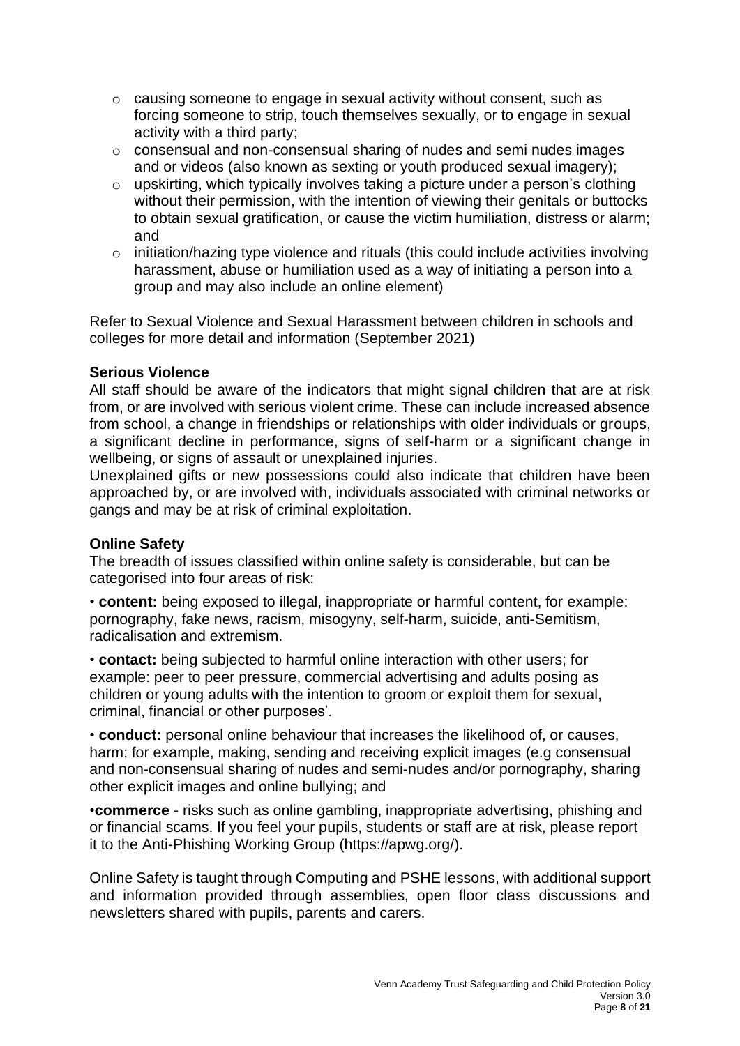- causing someone to engage in sexual activity without consent, such as forcing someone to strip, touch themselves sexually, or to engage in sexual activity with a third party;
- consensual and non-consensual sharing of nudes and semi nudes images and or videos (also known as sexting or youth produced sexual imagery);
- upskirting, which typically involves taking a picture under a person's clothing without their permission, with the intention of viewing their genitals or buttocks to obtain sexual gratification, or cause the victim humiliation, distress or alarm; and
- initiation/hazing type violence and rituals (this could include activities involving harassment, abuse or humiliation used as a way of initiating a person into a group and may also include an online element)

Refer to Sexual Violence and Sexual Harassment between children in schools and colleges for more detail and information (September 2021)

**Serious Violence**

All staff should be aware of the indicators that might signal children that are at risk from, or are involved with serious violent crime. These can include increased absence from school, a change in friendships or relationships with older individuals or groups, a significant decline in performance, signs of self-harm or a significant change in wellbeing, or signs of assault or unexplained injuries.

Unexplained gifts or new possessions could also indicate that children have been approached by, or are involved with, individuals associated with criminal networks or gangs and may be at risk of criminal exploitation.

**Online Safety**

The breadth of issues classified within online safety is considerable, but can be categorised into four areas of risk:

• **content:** being exposed to illegal, inappropriate or harmful content, for example: pornography, fake news, racism, misogyny, self-harm, suicide, anti-Semitism, radicalisation and extremism.

• **contact:** being subjected to harmful online interaction with other users; for example: peer to peer pressure, commercial advertising and adults posing as children or young adults with the intention to groom or exploit them for sexual, criminal, financial or other purposes'.

• **conduct:** personal online behaviour that increases the likelihood of, or causes, harm; for example, making, sending and receiving explicit images (e.g consensual and non-consensual sharing of nudes and semi-nudes and/or pornography, sharing other explicit images and online bullying; and

•**commerce** - risks such as online gambling, inappropriate advertising, phishing and or financial scams. If you feel your pupils, students or staff are at risk, please report it to the Anti-Phishing Working Group (https://apwg.org/).

Online Safety is taught through Computing and PSHE lessons, with additional support and information provided through assemblies, open floor class discussions and newsletters shared with pupils, parents and carers.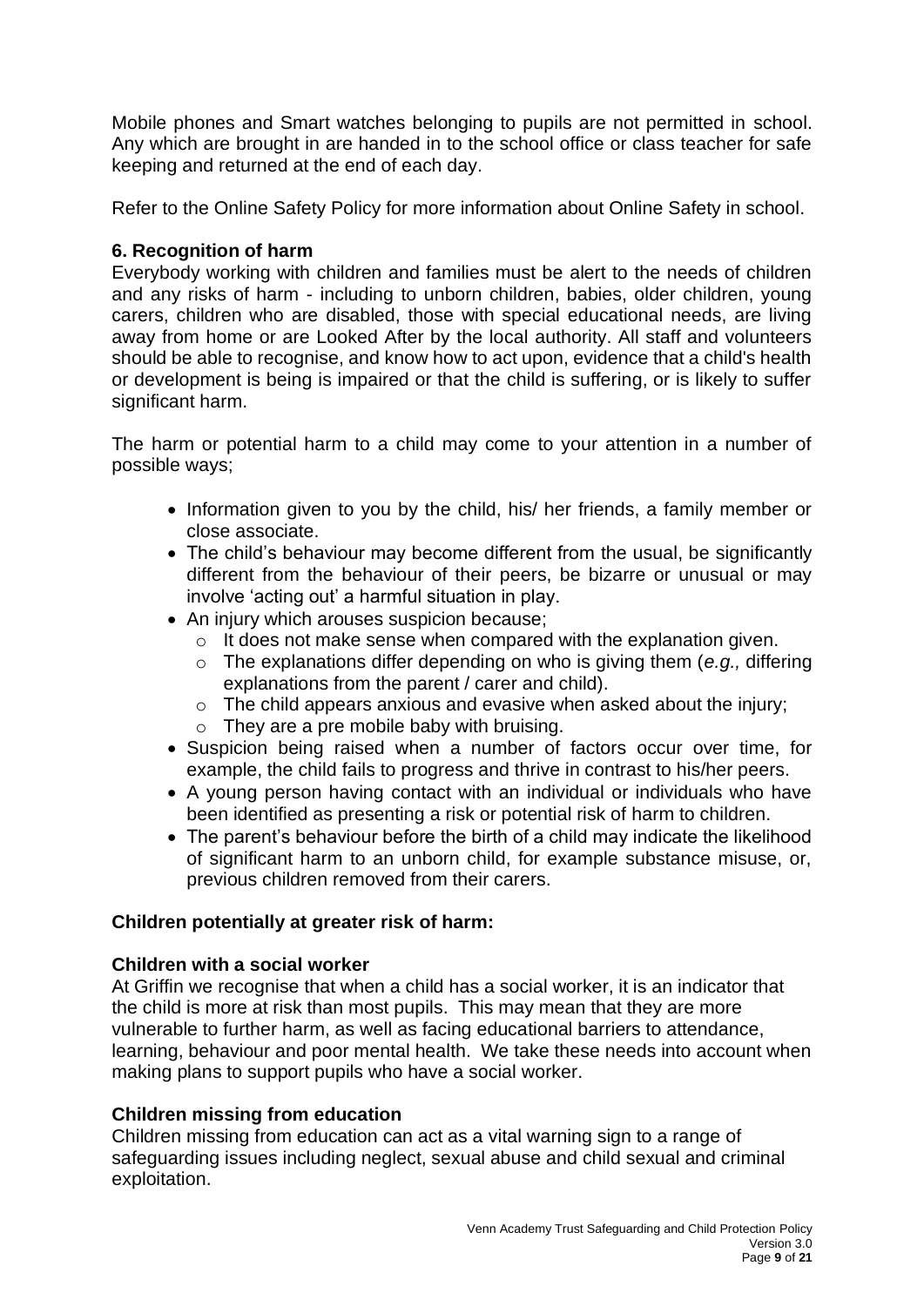Mobile phones and Smart watches belonging to pupils are not permitted in school. Any which are brought in are handed in to the school office or class teacher for safe keeping and returned at the end of each day.

Refer to the Online Safety Policy for more information about Online Safety in school.

### 6. Recognition of harm

Everybody working with children and families must be alert to the needs of children and any risks of harm - including to unborn children, babies, older children, young carers, children who are disabled, those with special educational needs, are living away from home or are Looked After by the local authority. All staff and volunteers should be able to recognise, and know how to act upon, evidence that a child's health or development is being is impaired or that the child is suffering, or is likely to suffer significant harm.

The harm or potential harm to a child may come to your attention in a number of possible ways;

- Information given to you by the child, his/ her friends, a family member or close associate.
- The child's behaviour may become different from the usual, be significantly different from the behaviour of their peers, be bizarre or unusual or may involve 'acting out' a harmful situation in play.
- An injury which arouses suspicion because;
  - It does not make sense when compared with the explanation given.
  - The explanations differ depending on who is giving them (*e.g.,* differing explanations from the parent / carer and child).
  - The child appears anxious and evasive when asked about the injury;
  - They are a pre mobile baby with bruising.
- Suspicion being raised when a number of factors occur over time, for example, the child fails to progress and thrive in contrast to his/her peers.
- A young person having contact with an individual or individuals who have been identified as presenting a risk or potential risk of harm to children.
- The parent's behaviour before the birth of a child may indicate the likelihood of significant harm to an unborn child, for example substance misuse, or, previous children removed from their carers.

**Children potentially at greater risk of harm:**

**Children with a social worker**

At Griffin we recognise that when a child has a social worker, it is an indicator that the child is more at risk than most pupils. This may mean that they are more vulnerable to further harm, as well as facing educational barriers to attendance, learning, behaviour and poor mental health. We take these needs into account when making plans to support pupils who have a social worker.

**Children missing from education**

Children missing from education can act as a vital warning sign to a range of safeguarding issues including neglect, sexual abuse and child sexual and criminal exploitation.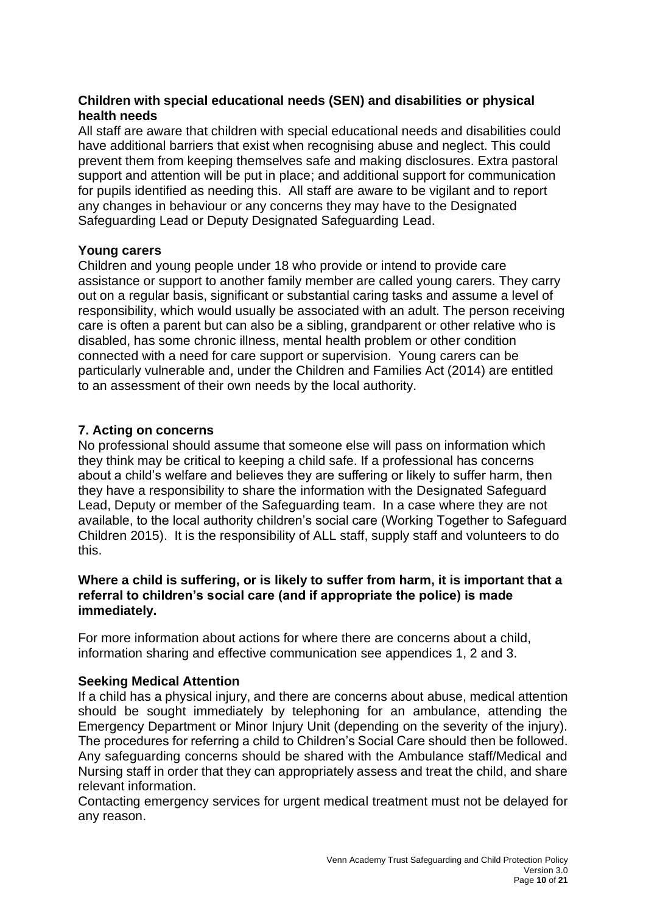### Children with special educational needs (SEN) and disabilities or physical health needs

All staff are aware that children with special educational needs and disabilities could have additional barriers that exist when recognising abuse and neglect. This could prevent them from keeping themselves safe and making disclosures. Extra pastoral support and attention will be put in place; and additional support for communication for pupils identified as needing this. All staff are aware to be vigilant and to report any changes in behaviour or any concerns they may have to the Designated Safeguarding Lead or Deputy Designated Safeguarding Lead.

### Young carers

Children and young people under 18 who provide or intend to provide care assistance or support to another family member are called young carers. They carry out on a regular basis, significant or substantial caring tasks and assume a level of responsibility, which would usually be associated with an adult. The person receiving care is often a parent but can also be a sibling, grandparent or other relative who is disabled, has some chronic illness, mental health problem or other condition connected with a need for care support or supervision. Young carers can be particularly vulnerable and, under the Children and Families Act (2014) are entitled to an assessment of their own needs by the local authority.

## 7. Acting on concerns

No professional should assume that someone else will pass on information which they think may be critical to keeping a child safe. If a professional has concerns about a child's welfare and believes they are suffering or likely to suffer harm, then they have a responsibility to share the information with the Designated Safeguard Lead, Deputy or member of the Safeguarding team. In a case where they are not available, to the local authority children's social care (Working Together to Safeguard Children 2015). It is the responsibility of ALL staff, supply staff and volunteers to do this.

**Where a child is suffering, or is likely to suffer from harm, it is important that a referral to children's social care (and if appropriate the police) is made immediately.**

For more information about actions for where there are concerns about a child, information sharing and effective communication see appendices 1, 2 and 3.

### Seeking Medical Attention

If a child has a physical injury, and there are concerns about abuse, medical attention should be sought immediately by telephoning for an ambulance, attending the Emergency Department or Minor Injury Unit (depending on the severity of the injury). The procedures for referring a child to Children's Social Care should then be followed. Any safeguarding concerns should be shared with the Ambulance staff/Medical and Nursing staff in order that they can appropriately assess and treat the child, and share relevant information.

Contacting emergency services for urgent medical treatment must not be delayed for any reason.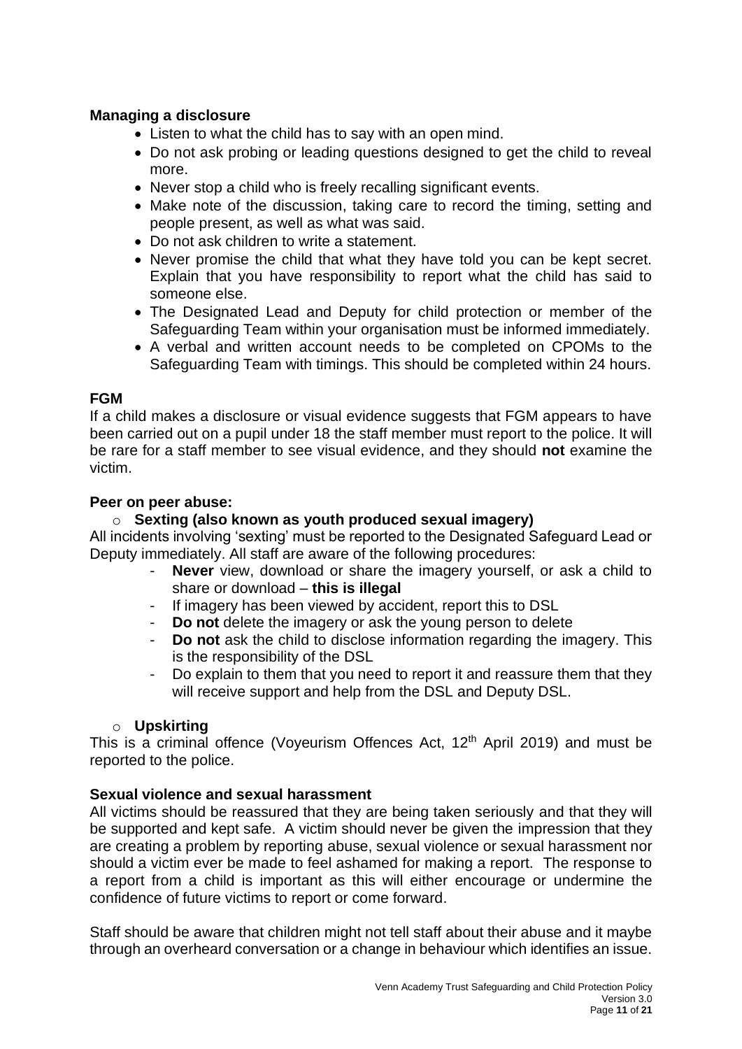**Managing a disclosure**

- Listen to what the child has to say with an open mind.
- Do not ask probing or leading questions designed to get the child to reveal more.
- Never stop a child who is freely recalling significant events.
- Make note of the discussion, taking care to record the timing, setting and people present, as well as what was said.
- Do not ask children to write a statement.
- Never promise the child that what they have told you can be kept secret. Explain that you have responsibility to report what the child has said to someone else.
- The Designated Lead and Deputy for child protection or member of the Safeguarding Team within your organisation must be informed immediately.
- A verbal and written account needs to be completed on CPOMs to the Safeguarding Team with timings. This should be completed within 24 hours.

**FGM**

If a child makes a disclosure or visual evidence suggests that FGM appears to have been carried out on a pupil under 18 the staff member must report to the police. It will be rare for a staff member to see visual evidence, and they should **not** examine the victim.

**Peer on peer abuse:**

- **Sexting (also known as youth produced sexual imagery)**

All incidents involving 'sexting' must be reported to the Designated Safeguard Lead or Deputy immediately. All staff are aware of the following procedures:

- **Never** view, download or share the imagery yourself, or ask a child to share or download – **this is illegal**
- If imagery has been viewed by accident, report this to DSL
- **Do not** delete the imagery or ask the young person to delete
- **Do not** ask the child to disclose information regarding the imagery. This is the responsibility of the DSL
- Do explain to them that you need to report it and reassure them that they will receive support and help from the DSL and Deputy DSL.

- **Upskirting**

This is a criminal offence (Voyeurism Offences Act, 12th April 2019) and must be reported to the police.

**Sexual violence and sexual harassment**

All victims should be reassured that they are being taken seriously and that they will be supported and kept safe. A victim should never be given the impression that they are creating a problem by reporting abuse, sexual violence or sexual harassment nor should a victim ever be made to feel ashamed for making a report. The response to a report from a child is important as this will either encourage or undermine the confidence of future victims to report or come forward.

Staff should be aware that children might not tell staff about their abuse and it maybe through an overheard conversation or a change in behaviour which identifies an issue.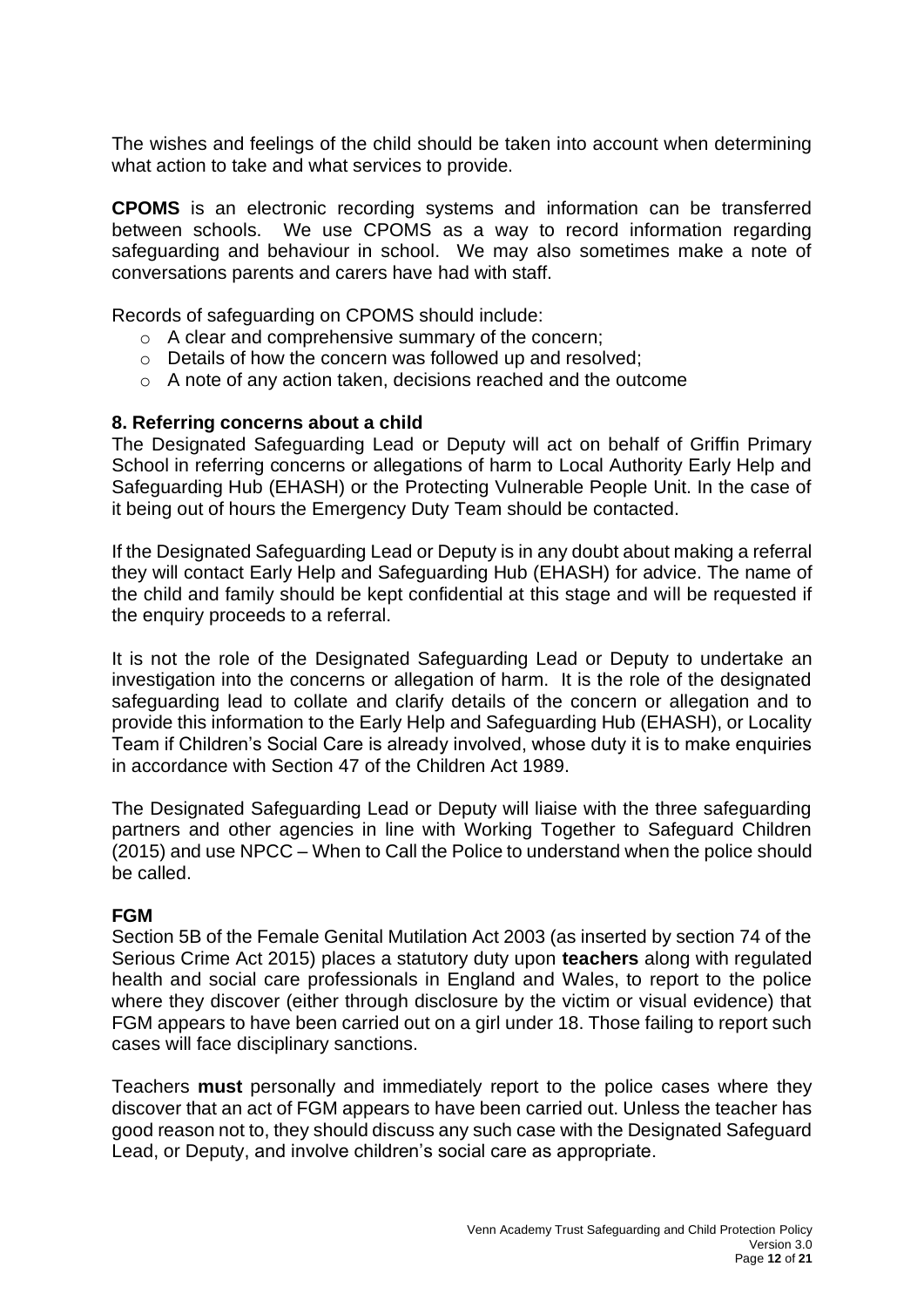The wishes and feelings of the child should be taken into account when determining what action to take and what services to provide.

**CPOMS** is an electronic recording systems and information can be transferred between schools. We use CPOMS as a way to record information regarding safeguarding and behaviour in school. We may also sometimes make a note of conversations parents and carers have had with staff.

Records of safeguarding on CPOMS should include:

- A clear and comprehensive summary of the concern;
- Details of how the concern was followed up and resolved;
- A note of any action taken, decisions reached and the outcome

### 8. Referring concerns about a child

The Designated Safeguarding Lead or Deputy will act on behalf of Griffin Primary School in referring concerns or allegations of harm to Local Authority Early Help and Safeguarding Hub (EHASH) or the Protecting Vulnerable People Unit. In the case of it being out of hours the Emergency Duty Team should be contacted.

If the Designated Safeguarding Lead or Deputy is in any doubt about making a referral they will contact Early Help and Safeguarding Hub (EHASH) for advice. The name of the child and family should be kept confidential at this stage and will be requested if the enquiry proceeds to a referral.

It is not the role of the Designated Safeguarding Lead or Deputy to undertake an investigation into the concerns or allegation of harm. It is the role of the designated safeguarding lead to collate and clarify details of the concern or allegation and to provide this information to the Early Help and Safeguarding Hub (EHASH), or Locality Team if Children's Social Care is already involved, whose duty it is to make enquiries in accordance with Section 47 of the Children Act 1989.

The Designated Safeguarding Lead or Deputy will liaise with the three safeguarding partners and other agencies in line with Working Together to Safeguard Children (2015) and use NPCC – When to Call the Police to understand when the police should be called.

### FGM

Section 5B of the Female Genital Mutilation Act 2003 (as inserted by section 74 of the Serious Crime Act 2015) places a statutory duty upon **teachers** along with regulated health and social care professionals in England and Wales, to report to the police where they discover (either through disclosure by the victim or visual evidence) that FGM appears to have been carried out on a girl under 18. Those failing to report such cases will face disciplinary sanctions.

Teachers **must** personally and immediately report to the police cases where they discover that an act of FGM appears to have been carried out. Unless the teacher has good reason not to, they should discuss any such case with the Designated Safeguard Lead, or Deputy, and involve children's social care as appropriate.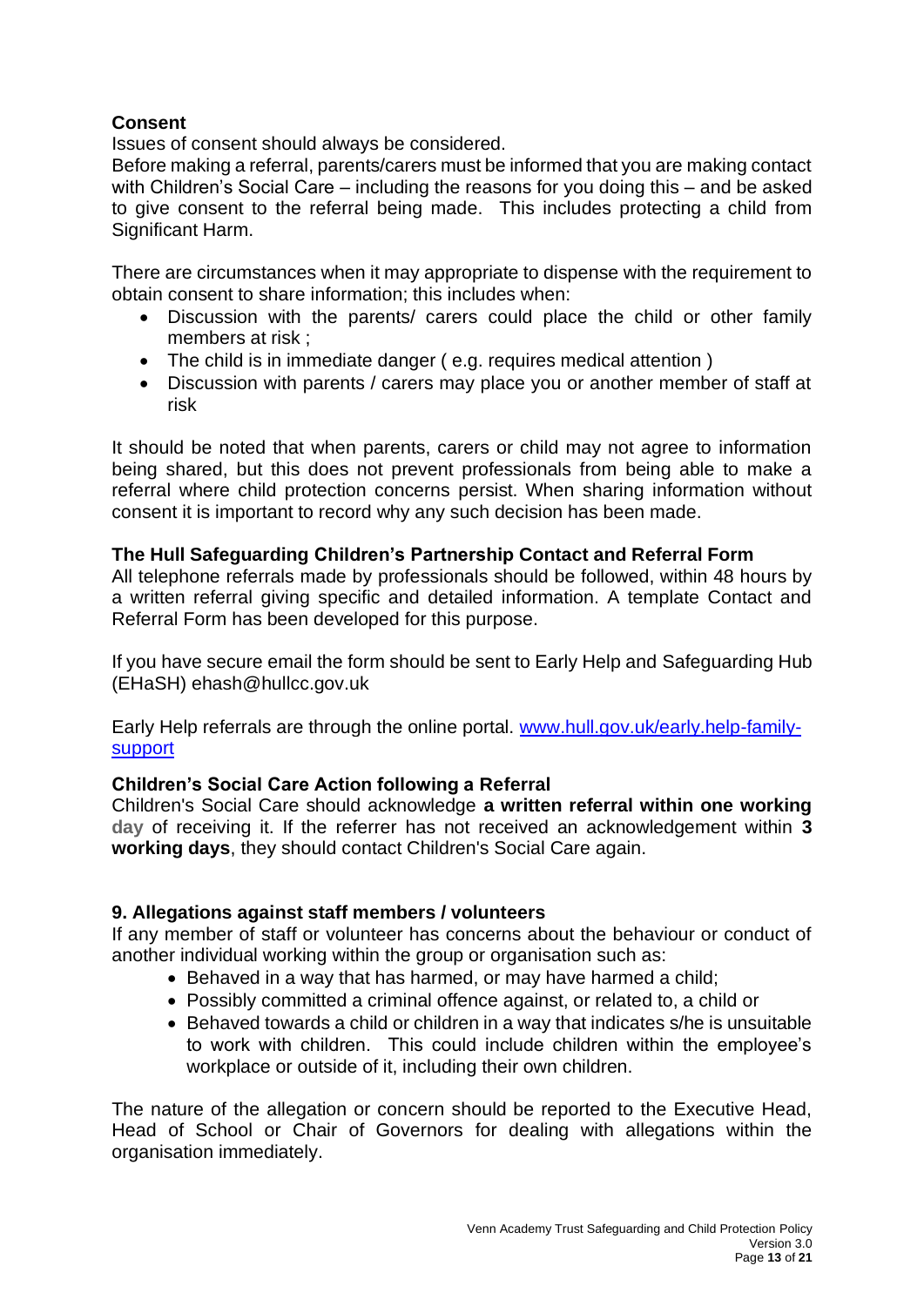**Consent**

Issues of consent should always be considered.

Before making a referral, parents/carers must be informed that you are making contact with Children's Social Care – including the reasons for you doing this – and be asked to give consent to the referral being made. This includes protecting a child from Significant Harm.

There are circumstances when it may appropriate to dispense with the requirement to obtain consent to share information; this includes when:

- Discussion with the parents/ carers could place the child or other family members at risk ;
- The child is in immediate danger ( e.g. requires medical attention )
- Discussion with parents / carers may place you or another member of staff at risk

It should be noted that when parents, carers or child may not agree to information being shared, but this does not prevent professionals from being able to make a referral where child protection concerns persist. When sharing information without consent it is important to record why any such decision has been made.

**The Hull Safeguarding Children's Partnership Contact and Referral Form**

All telephone referrals made by professionals should be followed, within 48 hours by a written referral giving specific and detailed information. A template Contact and Referral Form has been developed for this purpose.

If you have secure email the form should be sent to Early Help and Safeguarding Hub (EHaSH) ehash@hullcc.gov.uk

Early Help referrals are through the online portal. [www.hull.gov.uk/early.help-family-support](www.hull.gov.uk/early.help-family-support)

**Children's Social Care Action following a Referral**

Children's Social Care should acknowledge **a written referral within one working day** of receiving it. If the referrer has not received an acknowledgement within **3 working days**, they should contact Children's Social Care again.

**9. Allegations against staff members / volunteers**

If any member of staff or volunteer has concerns about the behaviour or conduct of another individual working within the group or organisation such as:

- Behaved in a way that has harmed, or may have harmed a child;
- Possibly committed a criminal offence against, or related to, a child or
- Behaved towards a child or children in a way that indicates s/he is unsuitable to work with children. This could include children within the employee's workplace or outside of it, including their own children.

The nature of the allegation or concern should be reported to the Executive Head, Head of School or Chair of Governors for dealing with allegations within the organisation immediately.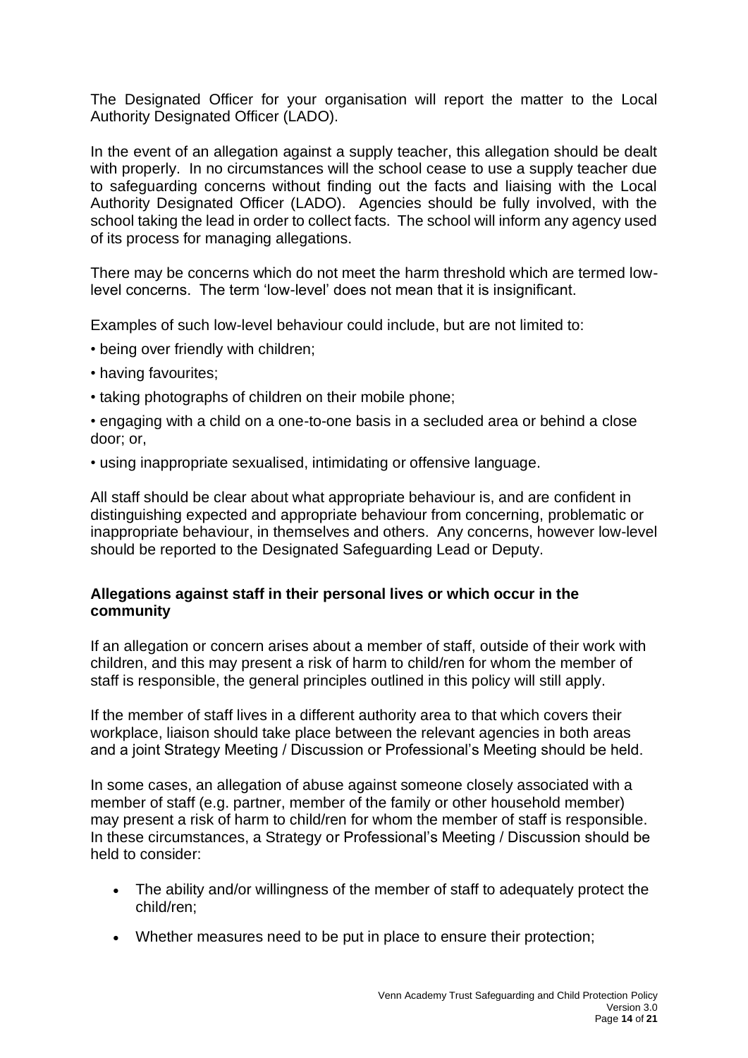The Designated Officer for your organisation will report the matter to the Local Authority Designated Officer (LADO).

In the event of an allegation against a supply teacher, this allegation should be dealt with properly. In no circumstances will the school cease to use a supply teacher due to safeguarding concerns without finding out the facts and liaising with the Local Authority Designated Officer (LADO). Agencies should be fully involved, with the school taking the lead in order to collect facts. The school will inform any agency used of its process for managing allegations.

There may be concerns which do not meet the harm threshold which are termed low-level concerns. The term 'low-level' does not mean that it is insignificant.

Examples of such low-level behaviour could include, but are not limited to:

- being over friendly with children;
- having favourites;
- taking photographs of children on their mobile phone;
- engaging with a child on a one-to-one basis in a secluded area or behind a close door; or,
- using inappropriate sexualised, intimidating or offensive language.

All staff should be clear about what appropriate behaviour is, and are confident in distinguishing expected and appropriate behaviour from concerning, problematic or inappropriate behaviour, in themselves and others. Any concerns, however low-level should be reported to the Designated Safeguarding Lead or Deputy.

**Allegations against staff in their personal lives or which occur in the community**

If an allegation or concern arises about a member of staff, outside of their work with children, and this may present a risk of harm to child/ren for whom the member of staff is responsible, the general principles outlined in this policy will still apply.

If the member of staff lives in a different authority area to that which covers their workplace, liaison should take place between the relevant agencies in both areas and a joint Strategy Meeting / Discussion or Professional's Meeting should be held.

In some cases, an allegation of abuse against someone closely associated with a member of staff (e.g. partner, member of the family or other household member) may present a risk of harm to child/ren for whom the member of staff is responsible. In these circumstances, a Strategy or Professional's Meeting / Discussion should be held to consider:

- The ability and/or willingness of the member of staff to adequately protect the child/ren;
- Whether measures need to be put in place to ensure their protection;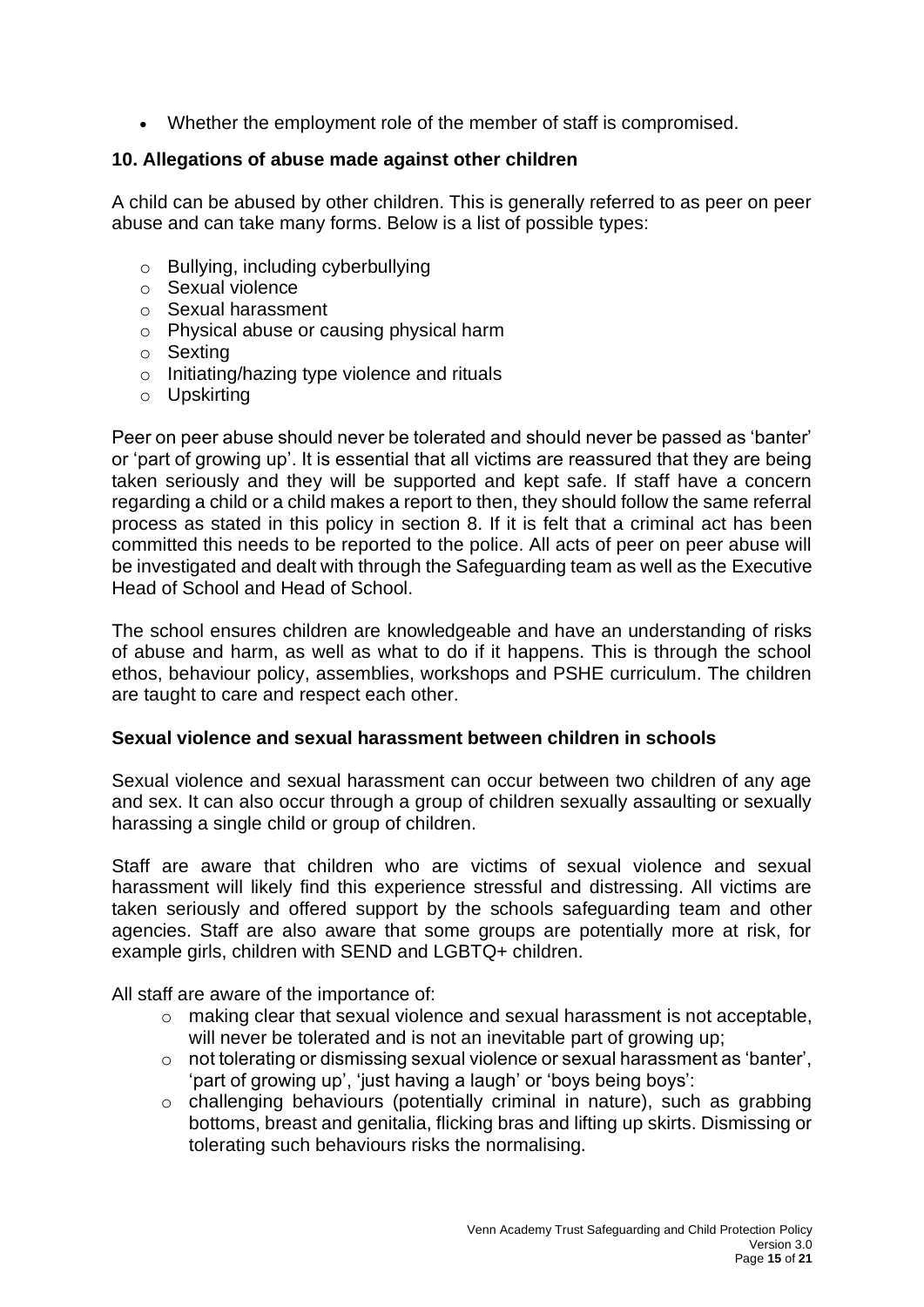- Whether the employment role of the member of staff is compromised.

## 10. Allegations of abuse made against other children

A child can be abused by other children. This is generally referred to as peer on peer abuse and can take many forms. Below is a list of possible types:

- Bullying, including cyberbullying
- Sexual violence
- Sexual harassment
- Physical abuse or causing physical harm
- Sexting
- Initiating/hazing type violence and rituals
- Upskirting

Peer on peer abuse should never be tolerated and should never be passed as 'banter' or 'part of growing up'. It is essential that all victims are reassured that they are being taken seriously and they will be supported and kept safe. If staff have a concern regarding a child or a child makes a report to then, they should follow the same referral process as stated in this policy in section 8. If it is felt that a criminal act has been committed this needs to be reported to the police. All acts of peer on peer abuse will be investigated and dealt with through the Safeguarding team as well as the Executive Head of School and Head of School.

The school ensures children are knowledgeable and have an understanding of risks of abuse and harm, as well as what to do if it happens. This is through the school ethos, behaviour policy, assemblies, workshops and PSHE curriculum. The children are taught to care and respect each other.

### Sexual violence and sexual harassment between children in schools

Sexual violence and sexual harassment can occur between two children of any age and sex. It can also occur through a group of children sexually assaulting or sexually harassing a single child or group of children.

Staff are aware that children who are victims of sexual violence and sexual harassment will likely find this experience stressful and distressing. All victims are taken seriously and offered support by the schools safeguarding team and other agencies. Staff are also aware that some groups are potentially more at risk, for example girls, children with SEND and LGBTQ+ children.

All staff are aware of the importance of:

- making clear that sexual violence and sexual harassment is not acceptable, will never be tolerated and is not an inevitable part of growing up;
- not tolerating or dismissing sexual violence or sexual harassment as 'banter', 'part of growing up', 'just having a laugh' or 'boys being boys':
- challenging behaviours (potentially criminal in nature), such as grabbing bottoms, breast and genitalia, flicking bras and lifting up skirts. Dismissing or tolerating such behaviours risks the normalising.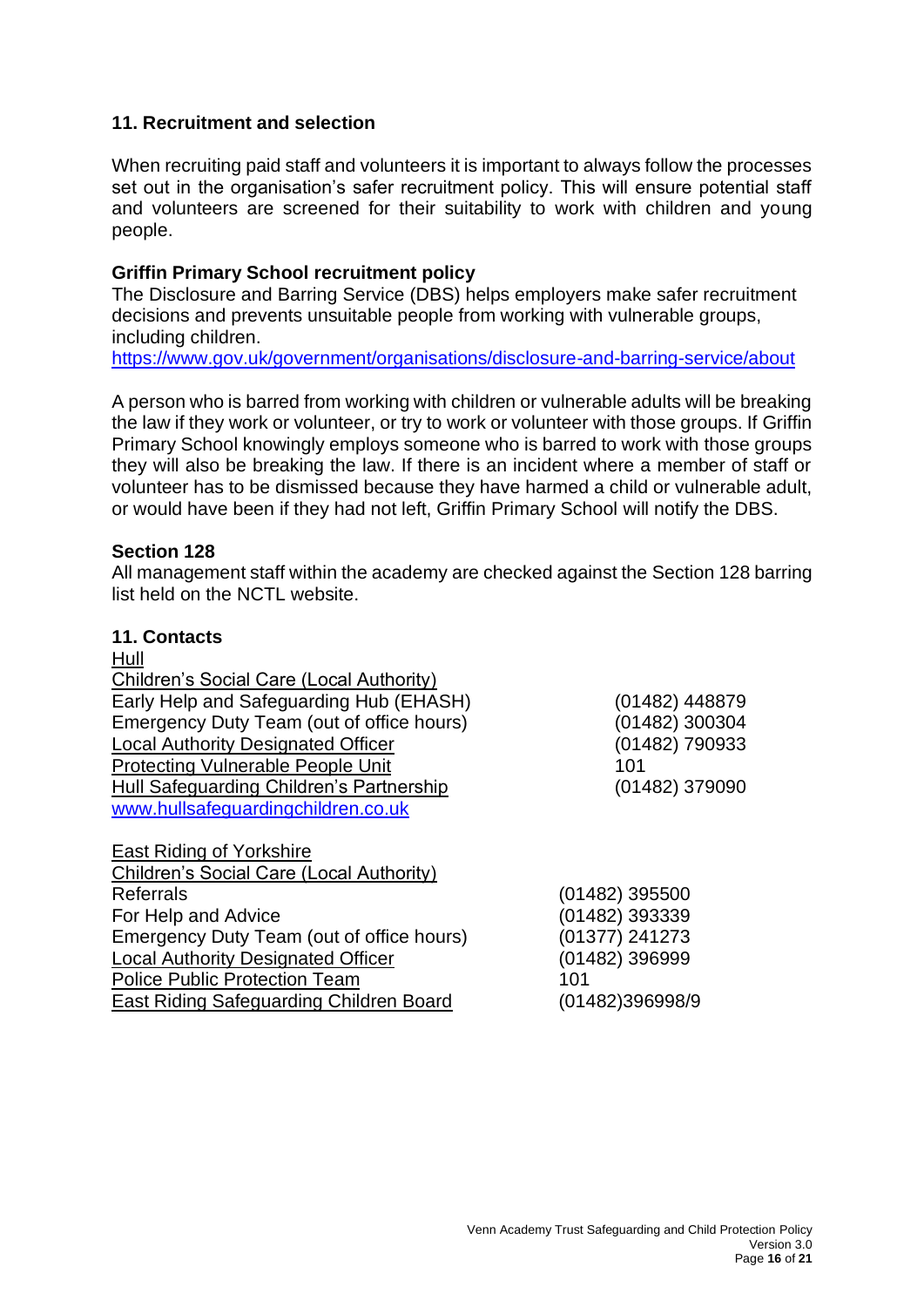## 11. Recruitment and selection

When recruiting paid staff and volunteers it is important to always follow the processes set out in the organisation's safer recruitment policy. This will ensure potential staff and volunteers are screened for their suitability to work with children and young people.

**Griffin Primary School recruitment policy**

The Disclosure and Barring Service (DBS) helps employers make safer recruitment decisions and prevents unsuitable people from working with vulnerable groups, including children.

https://www.gov.uk/government/organisations/disclosure-and-barring-service/about

A person who is barred from working with children or vulnerable adults will be breaking the law if they work or volunteer, or try to work or volunteer with those groups. If Griffin Primary School knowingly employs someone who is barred to work with those groups they will also be breaking the law. If there is an incident where a member of staff or volunteer has to be dismissed because they have harmed a child or vulnerable adult, or would have been if they had not left, Griffin Primary School will notify the DBS.

**Section 128**

All management staff within the academy are checked against the Section 128 barring list held on the NCTL website.

## 11. Contacts

Hull

Children's Social Care (Local Authority)

| | |
|---|---|
| Early Help and Safeguarding Hub (EHASH) | (01482) 448879 |
| Emergency Duty Team (out of office hours) | (01482) 300304 |
| Local Authority Designated Officer | (01482) 790933 |
| Protecting Vulnerable People Unit | 101 |
| Hull Safeguarding Children's Partnership | (01482) 379090 |

www.hullsafeguardingchildren.co.uk

East Riding of Yorkshire

Children's Social Care (Local Authority)

| | |
|---|---|
| Referrals | (01482) 395500 |
| For Help and Advice | (01482) 393339 |
| Emergency Duty Team (out of office hours) | (01377) 241273 |
| Local Authority Designated Officer | (01482) 396999 |
| Police Public Protection Team | 101 |
| East Riding Safeguarding Children Board | (01482)396998/9 |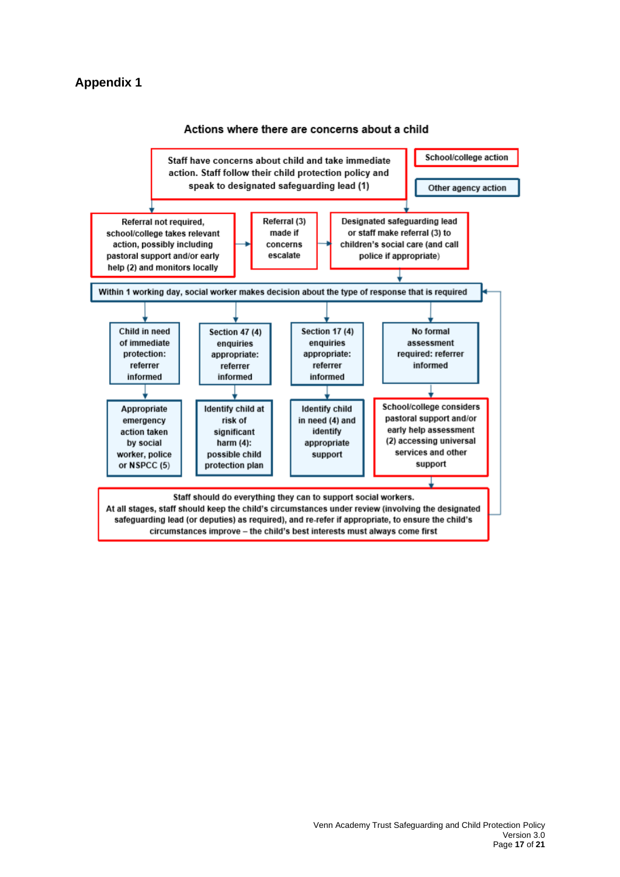# Appendix 1

## Actions where there are concerns about a child

School/college action

Other agency action

Staff have concerns about child and take immediate action. Staff follow their child protection policy and speak to designated safeguarding lead (1)

Referral not required, school/college takes relevant action, possibly including pastoral support and/or early help (2) and monitors locally

Referral (3) made if concerns escalate

Designated safeguarding lead or staff make referral (3) to children's social care (and call police if appropriate)

Within 1 working day, social worker makes decision about the type of response that is required

| Child in need of immediate protection: referrer informed | Section 47 (4) enquiries appropriate: referrer informed | Section 17 (4) enquiries appropriate: referrer informed | No formal assessment required: referrer informed |
|---|---|---|---|
| Appropriate emergency action taken by social worker, police or NSPCC (5) | Identify child at risk of significant harm (4): possible child protection plan | Identify child in need (4) and identify appropriate support | School/college considers pastoral support and/or early help assessment (2) accessing universal services and other support |

Staff should do everything they can to support social workers.
At all stages, staff should keep the child's circumstances under review (involving the designated safeguarding lead (or deputies) as required), and re-refer if appropriate, to ensure the child's circumstances improve – the child's best interests must always come first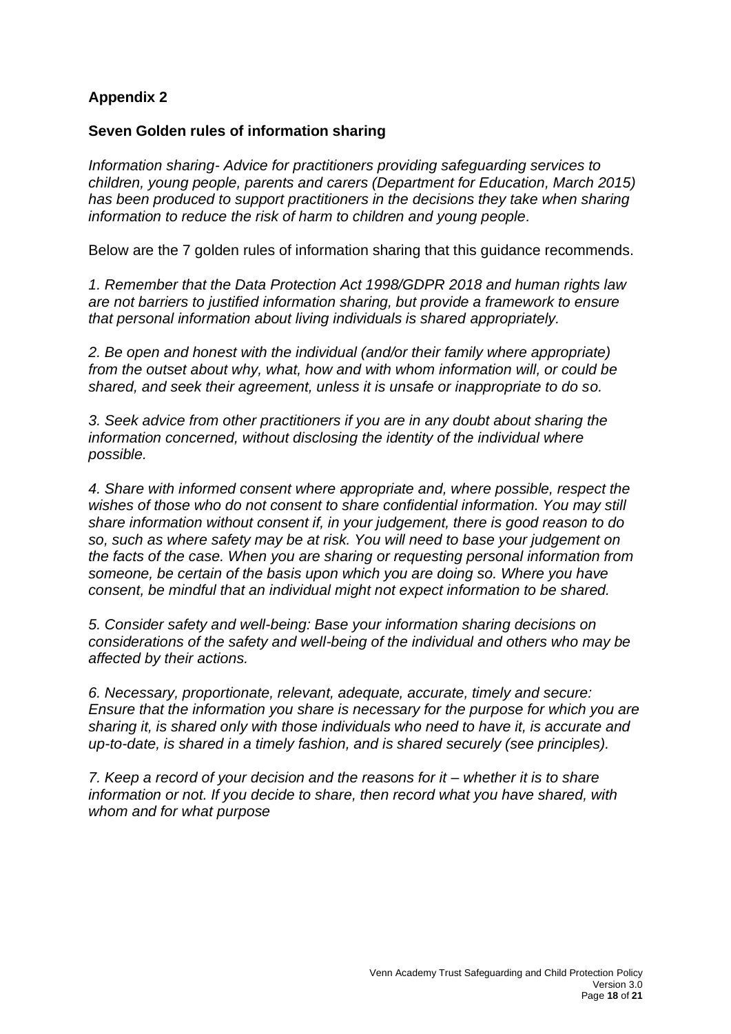**Appendix 2**

**Seven Golden rules of information sharing**

*Information sharing- Advice for practitioners providing safeguarding services to children, young people, parents and carers (Department for Education, March 2015) has been produced to support practitioners in the decisions they take when sharing information to reduce the risk of harm to children and young people.*

Below are the 7 golden rules of information sharing that this guidance recommends.

*1. Remember that the Data Protection Act 1998/GDPR 2018 and human rights law are not barriers to justified information sharing, but provide a framework to ensure that personal information about living individuals is shared appropriately.*

*2. Be open and honest with the individual (and/or their family where appropriate) from the outset about why, what, how and with whom information will, or could be shared, and seek their agreement, unless it is unsafe or inappropriate to do so.*

*3. Seek advice from other practitioners if you are in any doubt about sharing the information concerned, without disclosing the identity of the individual where possible.*

*4. Share with informed consent where appropriate and, where possible, respect the wishes of those who do not consent to share confidential information. You may still share information without consent if, in your judgement, there is good reason to do so, such as where safety may be at risk. You will need to base your judgement on the facts of the case. When you are sharing or requesting personal information from someone, be certain of the basis upon which you are doing so. Where you have consent, be mindful that an individual might not expect information to be shared.*

*5. Consider safety and well-being: Base your information sharing decisions on considerations of the safety and well-being of the individual and others who may be affected by their actions.*

*6. Necessary, proportionate, relevant, adequate, accurate, timely and secure: Ensure that the information you share is necessary for the purpose for which you are sharing it, is shared only with those individuals who need to have it, is accurate and up-to-date, is shared in a timely fashion, and is shared securely (see principles).*

*7. Keep a record of your decision and the reasons for it – whether it is to share information or not. If you decide to share, then record what you have shared, with whom and for what purpose*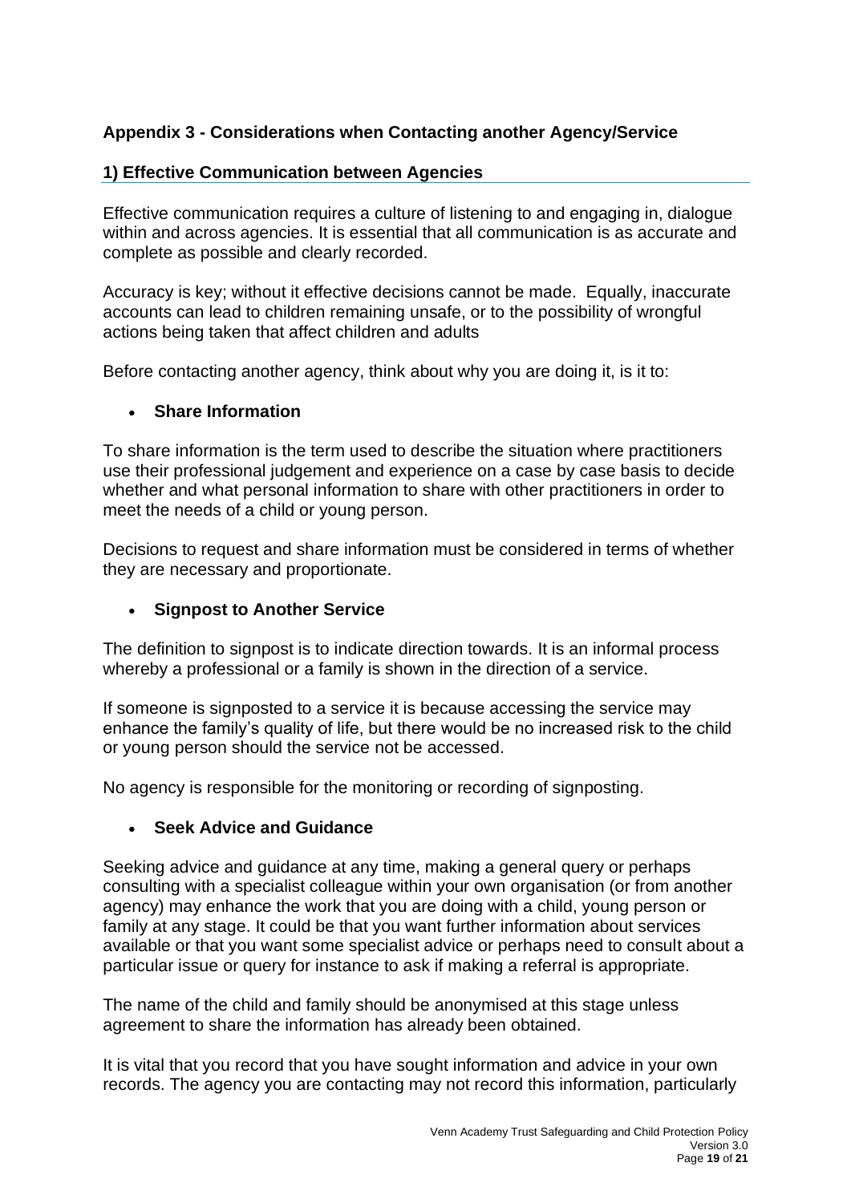## Appendix 3 - Considerations when Contacting another Agency/Service

### 1) Effective Communication between Agencies

Effective communication requires a culture of listening to and engaging in, dialogue within and across agencies. It is essential that all communication is as accurate and complete as possible and clearly recorded.

Accuracy is key; without it effective decisions cannot be made. Equally, inaccurate accounts can lead to children remaining unsafe, or to the possibility of wrongful actions being taken that affect children and adults

Before contacting another agency, think about why you are doing it, is it to:

- **Share Information**

To share information is the term used to describe the situation where practitioners use their professional judgement and experience on a case by case basis to decide whether and what personal information to share with other practitioners in order to meet the needs of a child or young person.

Decisions to request and share information must be considered in terms of whether they are necessary and proportionate.

- **Signpost to Another Service**

The definition to signpost is to indicate direction towards. It is an informal process whereby a professional or a family is shown in the direction of a service.

If someone is signposted to a service it is because accessing the service may enhance the family's quality of life, but there would be no increased risk to the child or young person should the service not be accessed.

No agency is responsible for the monitoring or recording of signposting.

- **Seek Advice and Guidance**

Seeking advice and guidance at any time, making a general query or perhaps consulting with a specialist colleague within your own organisation (or from another agency) may enhance the work that you are doing with a child, young person or family at any stage. It could be that you want further information about services available or that you want some specialist advice or perhaps need to consult about a particular issue or query for instance to ask if making a referral is appropriate.

The name of the child and family should be anonymised at this stage unless agreement to share the information has already been obtained.

It is vital that you record that you have sought information and advice in your own records. The agency you are contacting may not record this information, particularly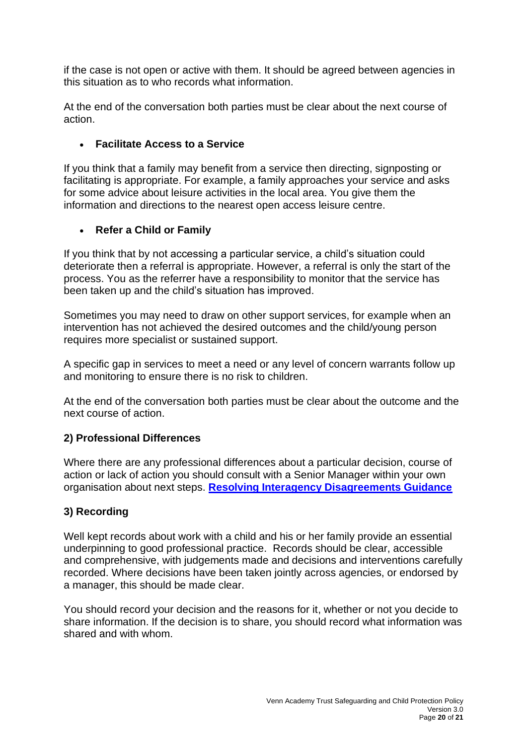if the case is not open or active with them. It should be agreed between agencies in this situation as to who records what information.

At the end of the conversation both parties must be clear about the next course of action.

- **Facilitate Access to a Service**

If you think that a family may benefit from a service then directing, signposting or facilitating is appropriate. For example, a family approaches your service and asks for some advice about leisure activities in the local area. You give them the information and directions to the nearest open access leisure centre.

- **Refer a Child or Family**

If you think that by not accessing a particular service, a child's situation could deteriorate then a referral is appropriate. However, a referral is only the start of the process. You as the referrer have a responsibility to monitor that the service has been taken up and the child's situation has improved.

Sometimes you may need to draw on other support services, for example when an intervention has not achieved the desired outcomes and the child/young person requires more specialist or sustained support.

A specific gap in services to meet a need or any level of concern warrants follow up and monitoring to ensure there is no risk to children.

At the end of the conversation both parties must be clear about the outcome and the next course of action.

### 2) Professional Differences

Where there are any professional differences about a particular decision, course of action or lack of action you should consult with a Senior Manager within your own organisation about next steps. **Resolving Interagency Disagreements Guidance**

### 3) Recording

Well kept records about work with a child and his or her family provide an essential underpinning to good professional practice. Records should be clear, accessible and comprehensive, with judgements made and decisions and interventions carefully recorded. Where decisions have been taken jointly across agencies, or endorsed by a manager, this should be made clear.

You should record your decision and the reasons for it, whether or not you decide to share information. If the decision is to share, you should record what information was shared and with whom.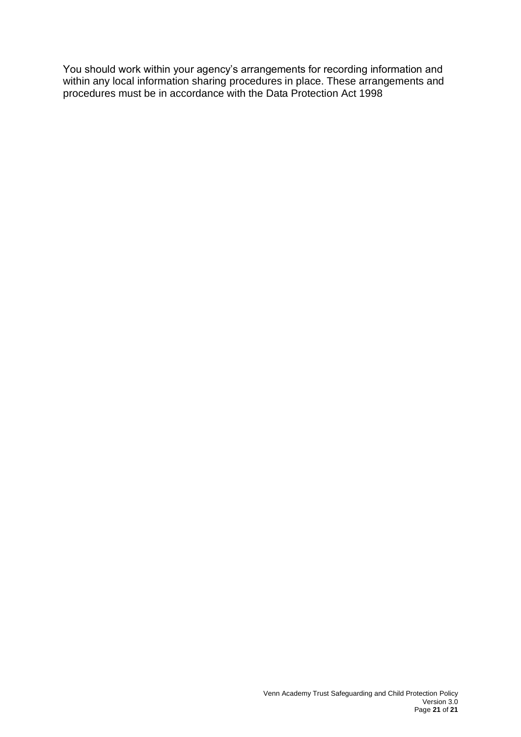You should work within your agency's arrangements for recording information and within any local information sharing procedures in place. These arrangements and procedures must be in accordance with the Data Protection Act 1998